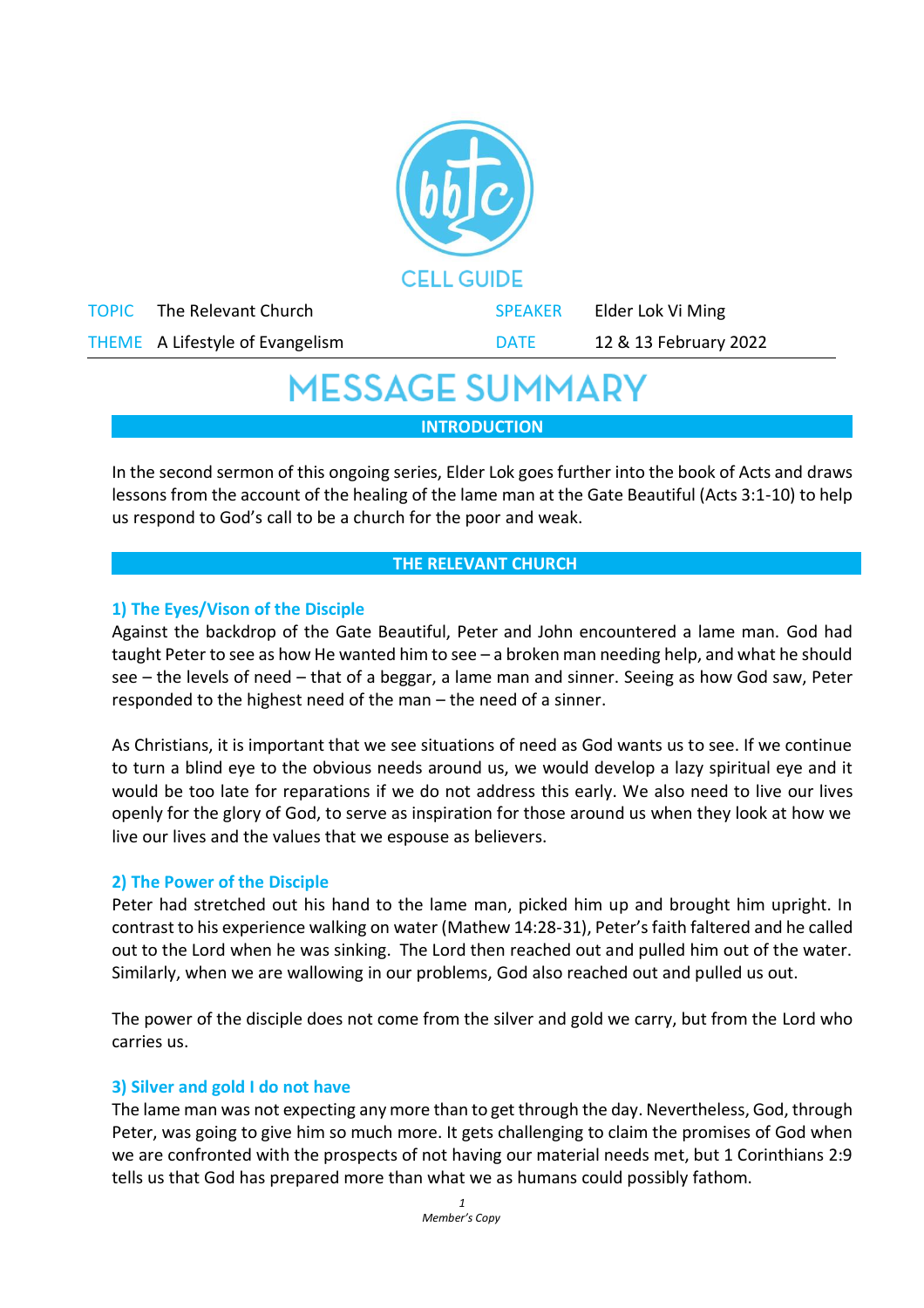CELL GUIDE

| | | | |
|---|---|---|---|
| TOPIC | The Relevant Church | SPEAKER | Elder Lok Vi Ming |
| THEME | A Lifestyle of Evangelism | DATE | 12 & 13 February 2022 |

# MESSAGE SUMMARY

## INTRODUCTION

In the second sermon of this ongoing series, Elder Lok goes further into the book of Acts and draws lessons from the account of the healing of the lame man at the Gate Beautiful (Acts 3:1-10) to help us respond to God's call to be a church for the poor and weak.

## THE RELEVANT CHURCH

### 1) The Eyes/Vison of the Disciple

Against the backdrop of the Gate Beautiful, Peter and John encountered a lame man. God had taught Peter to see as how He wanted him to see – a broken man needing help, and what he should see – the levels of need – that of a beggar, a lame man and sinner. Seeing as how God saw, Peter responded to the highest need of the man – the need of a sinner.

As Christians, it is important that we see situations of need as God wants us to see. If we continue to turn a blind eye to the obvious needs around us, we would develop a lazy spiritual eye and it would be too late for reparations if we do not address this early. We also need to live our lives openly for the glory of God, to serve as inspiration for those around us when they look at how we live our lives and the values that we espouse as believers.

### 2) The Power of the Disciple

Peter had stretched out his hand to the lame man, picked him up and brought him upright. In contrast to his experience walking on water (Mathew 14:28-31), Peter's faith faltered and he called out to the Lord when he was sinking. The Lord then reached out and pulled him out of the water. Similarly, when we are wallowing in our problems, God also reached out and pulled us out.

The power of the disciple does not come from the silver and gold we carry, but from the Lord who carries us.

### 3) Silver and gold I do not have

The lame man was not expecting any more than to get through the day. Nevertheless, God, through Peter, was going to give him so much more. It gets challenging to claim the promises of God when we are confronted with the prospects of not having our material needs met, but 1 Corinthians 2:9 tells us that God has prepared more than what we as humans could possibly fathom.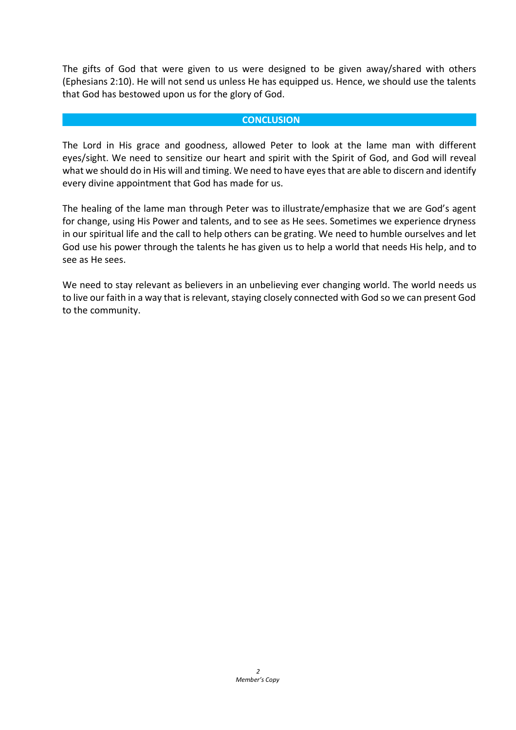The gifts of God that were given to us were designed to be given away/shared with others (Ephesians 2:10). He will not send us unless He has equipped us. Hence, we should use the talents that God has bestowed upon us for the glory of God.

## CONCLUSION

The Lord in His grace and goodness, allowed Peter to look at the lame man with different eyes/sight. We need to sensitize our heart and spirit with the Spirit of God, and God will reveal what we should do in His will and timing. We need to have eyes that are able to discern and identify every divine appointment that God has made for us.

The healing of the lame man through Peter was to illustrate/emphasize that we are God's agent for change, using His Power and talents, and to see as He sees. Sometimes we experience dryness in our spiritual life and the call to help others can be grating. We need to humble ourselves and let God use his power through the talents he has given us to help a world that needs His help, and to see as He sees.

We need to stay relevant as believers in an unbelieving ever changing world. The world needs us to live our faith in a way that is relevant, staying closely connected with God so we can present God to the community.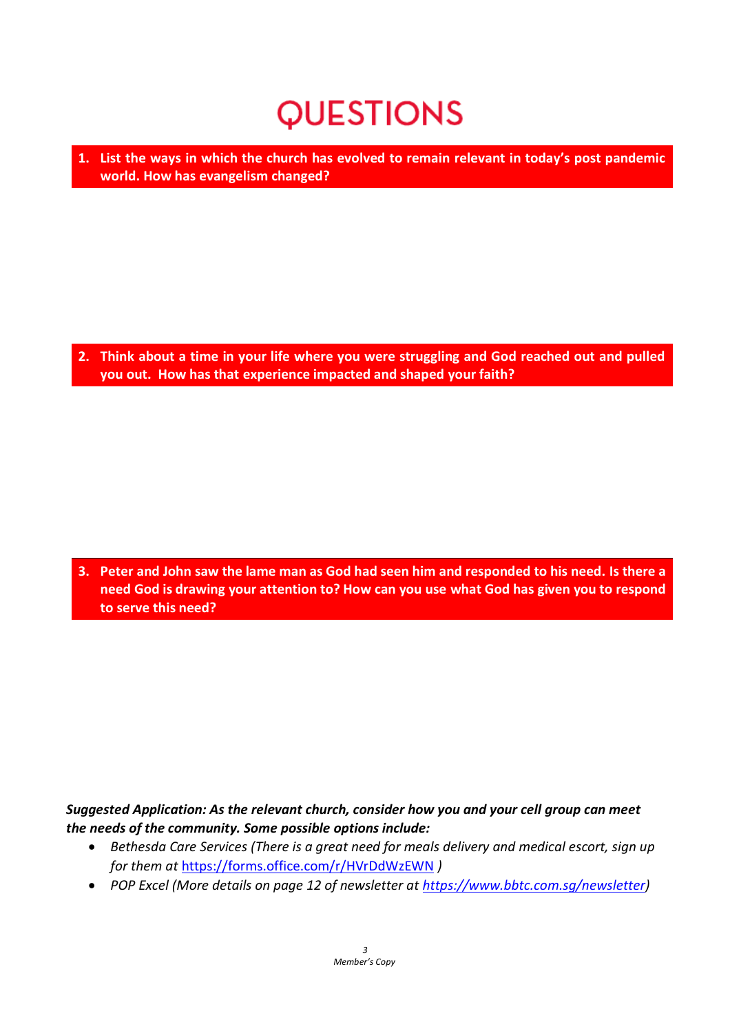# QUESTIONS

**1. List the ways in which the church has evolved to remain relevant in today's post pandemic world. How has evangelism changed?**

**2. Think about a time in your life where you were struggling and God reached out and pulled you out. How has that experience impacted and shaped your faith?**

**3. Peter and John saw the lame man as God had seen him and responded to his need. Is there a need God is drawing your attention to? How can you use what God has given you to respond to serve this need?**

***Suggested Application: As the relevant church, consider how you and your cell group can meet the needs of the community. Some possible options include:***

- *Bethesda Care Services (There is a great need for meals delivery and medical escort, sign up for them at https://forms.office.com/r/HVrDdWzEWN )*
- *POP Excel (More details on page 12 of newsletter at https://www.bbtc.com.sg/newsletter)*

*Member's Copy*